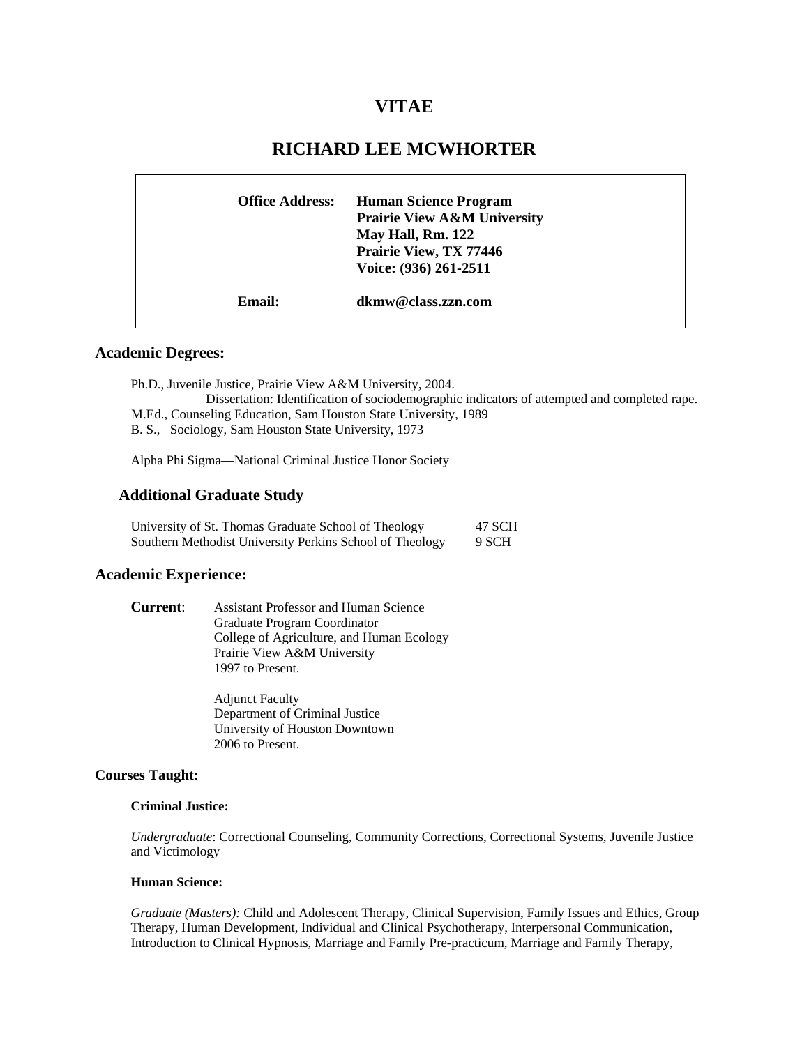# VITAE

# RICHARD LEE MCWHORTER

| | |
|---|---|
| **Office Address:** | **Human Science Program**<br>**Prairie View A&M University**<br>**May Hall, Rm. 122**<br>**Prairie View, TX 77446**<br>**Voice: (936) 261-2511** |
| **Email:** | **dkmw@class.zzn.com** |

## Academic Degrees:

Ph.D., Juvenile Justice, Prairie View A&M University, 2004.
Dissertation: Identification of sociodemographic indicators of attempted and completed rape.
M.Ed., Counseling Education, Sam Houston State University, 1989
B. S., Sociology, Sam Houston State University, 1973

Alpha Phi Sigma—National Criminal Justice Honor Society

## Additional Graduate Study

| | |
|---|---|
| University of St. Thomas Graduate School of Theology | 47 SCH |
| Southern Methodist University Perkins School of Theology | 9 SCH |

## Academic Experience:

**Current**: Assistant Professor and Human Science Graduate Program Coordinator
College of Agriculture, and Human Ecology
Prairie View A&M University
1997 to Present.

Adjunct Faculty
Department of Criminal Justice
University of Houston Downtown
2006 to Present.

### Courses Taught:

**Criminal Justice:**

*Undergraduate*: Correctional Counseling, Community Corrections, Correctional Systems, Juvenile Justice and Victimology

**Human Science:**

*Graduate (Masters):* Child and Adolescent Therapy, Clinical Supervision, Family Issues and Ethics, Group Therapy, Human Development, Individual and Clinical Psychotherapy, Interpersonal Communication, Introduction to Clinical Hypnosis, Marriage and Family Pre-practicum, Marriage and Family Therapy,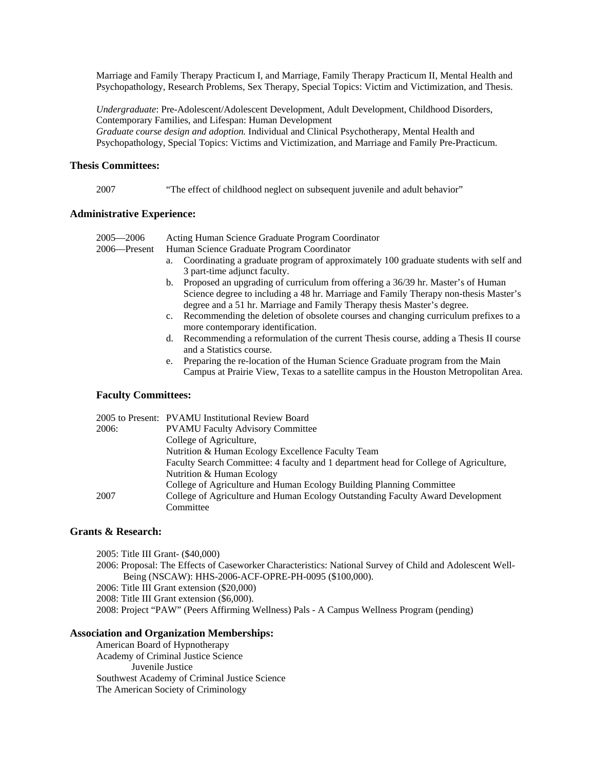Marriage and Family Therapy Practicum I, and Marriage, Family Therapy Practicum II, Mental Health and Psychopathology, Research Problems, Sex Therapy, Special Topics: Victim and Victimization, and Thesis.

*Undergraduate*: Pre-Adolescent/Adolescent Development, Adult Development, Childhood Disorders, Contemporary Families, and Lifespan: Human Development
*Graduate course design and adoption.* Individual and Clinical Psychotherapy, Mental Health and Psychopathology, Special Topics: Victims and Victimization, and Marriage and Family Pre-Practicum.

### Thesis Committees:

2007 "The effect of childhood neglect on subsequent juvenile and adult behavior"

### Administrative Experience:

2005—2006 Acting Human Science Graduate Program Coordinator
2006—Present Human Science Graduate Program Coordinator

a. Coordinating a graduate program of approximately 100 graduate students with self and 3 part-time adjunct faculty.
b. Proposed an upgrading of curriculum from offering a 36/39 hr. Master's of Human Science degree to including a 48 hr. Marriage and Family Therapy non-thesis Master's degree and a 51 hr. Marriage and Family Therapy thesis Master's degree.
c. Recommending the deletion of obsolete courses and changing curriculum prefixes to a more contemporary identification.
d. Recommending a reformulation of the current Thesis course, adding a Thesis II course and a Statistics course.
e. Preparing the re-location of the Human Science Graduate program from the Main Campus at Prairie View, Texas to a satellite campus in the Houston Metropolitan Area.

### Faculty Committees:

2005 to Present: PVAMU Institutional Review Board
2006: PVAMU Faculty Advisory Committee
College of Agriculture,
Nutrition & Human Ecology Excellence Faculty Team
Faculty Search Committee: 4 faculty and 1 department head for College of Agriculture, Nutrition & Human Ecology
College of Agriculture and Human Ecology Building Planning Committee
2007 College of Agriculture and Human Ecology Outstanding Faculty Award Development Committee

### Grants & Research:

2005: Title III Grant- ($40,000)
2006: Proposal: The Effects of Caseworker Characteristics: National Survey of Child and Adolescent Well-Being (NSCAW): HHS-2006-ACF-OPRE-PH-0095 ($100,000).
2006: Title III Grant extension ($20,000)
2008: Title III Grant extension ($6,000).
2008: Project "PAW" (Peers Affirming Wellness) Pals - A Campus Wellness Program (pending)

### Association and Organization Memberships:

American Board of Hypnotherapy
Academy of Criminal Justice Science
  Juvenile Justice
Southwest Academy of Criminal Justice Science
The American Society of Criminology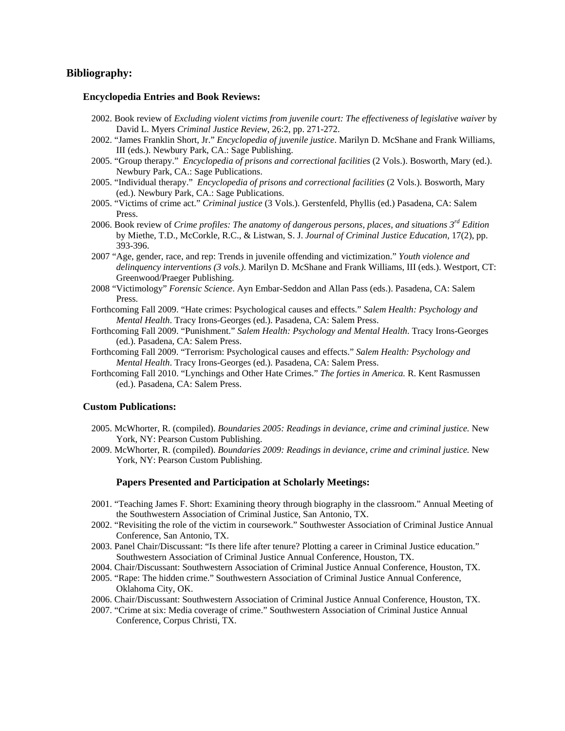## Bibliography:

### Encyclopedia Entries and Book Reviews:

2002. Book review of *Excluding violent victims from juvenile court: The effectiveness of legislative waiver* by David L. Myers *Criminal Justice Review*, 26:2, pp. 271-272.

2002. "James Franklin Short, Jr." *Encyclopedia of juvenile justice*. Marilyn D. McShane and Frank Williams, III (eds.). Newbury Park, CA.: Sage Publishing.

2005. "Group therapy." *Encyclopedia of prisons and correctional facilities* (2 Vols.). Bosworth, Mary (ed.). Newbury Park, CA.: Sage Publications.

2005. "Individual therapy." *Encyclopedia of prisons and correctional facilities* (2 Vols.). Bosworth, Mary (ed.). Newbury Park, CA.: Sage Publications.

2005. "Victims of crime act." *Criminal justice* (3 Vols.). Gerstenfeld, Phyllis (ed.) Pasadena, CA: Salem Press.

2006. Book review of *Crime profiles: The anatomy of dangerous persons, places, and situations 3rd Edition* by Miethe, T.D., McCorkle, R.C., & Listwan, S. J. *Journal of Criminal Justice Education*, 17(2), pp. 393-396.

2007 "Age, gender, race, and rep: Trends in juvenile offending and victimization." *Youth violence and delinquency interventions (3 vols.)*. Marilyn D. McShane and Frank Williams, III (eds.). Westport, CT: Greenwood/Praeger Publishing.

2008 "Victimology" *Forensic Science*. Ayn Embar-Seddon and Allan Pass (eds.). Pasadena, CA: Salem Press.

Forthcoming Fall 2009. "Hate crimes: Psychological causes and effects." *Salem Health: Psychology and Mental Health*. Tracy Irons-Georges (ed.). Pasadena, CA: Salem Press.

Forthcoming Fall 2009. "Punishment." *Salem Health: Psychology and Mental Health*. Tracy Irons-Georges (ed.). Pasadena, CA: Salem Press.

Forthcoming Fall 2009. "Terrorism: Psychological causes and effects." *Salem Health: Psychology and Mental Health*. Tracy Irons-Georges (ed.). Pasadena, CA: Salem Press.

Forthcoming Fall 2010. "Lynchings and Other Hate Crimes." *The forties in America.* R. Kent Rasmussen (ed.). Pasadena, CA: Salem Press.

### Custom Publications:

2005. McWhorter, R. (compiled). *Boundaries 2005: Readings in deviance, crime and criminal justice.* New York, NY: Pearson Custom Publishing.

2009. McWhorter, R. (compiled). *Boundaries 2009: Readings in deviance, crime and criminal justice.* New York, NY: Pearson Custom Publishing.

### Papers Presented and Participation at Scholarly Meetings:

2001. "Teaching James F. Short: Examining theory through biography in the classroom." Annual Meeting of the Southwestern Association of Criminal Justice, San Antonio, TX.

2002. "Revisiting the role of the victim in coursework." Southwester Association of Criminal Justice Annual Conference, San Antonio, TX.

2003. Panel Chair/Discussant: "Is there life after tenure? Plotting a career in Criminal Justice education." Southwestern Association of Criminal Justice Annual Conference, Houston, TX.

2004. Chair/Discussant: Southwestern Association of Criminal Justice Annual Conference, Houston, TX.

2005. "Rape: The hidden crime." Southwestern Association of Criminal Justice Annual Conference, Oklahoma City, OK.

2006. Chair/Discussant: Southwestern Association of Criminal Justice Annual Conference, Houston, TX.

2007. "Crime at six: Media coverage of crime." Southwestern Association of Criminal Justice Annual Conference, Corpus Christi, TX.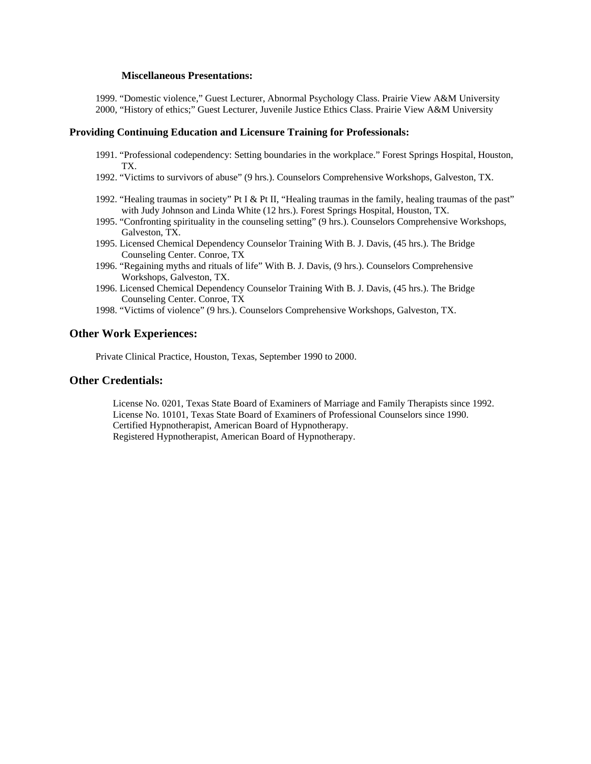### Miscellaneous Presentations:

1999. "Domestic violence," Guest Lecturer, Abnormal Psychology Class. Prairie View A&M University
2000, "History of ethics;" Guest Lecturer, Juvenile Justice Ethics Class. Prairie View A&M University

### Providing Continuing Education and Licensure Training for Professionals:

- 1991. "Professional codependency: Setting boundaries in the workplace." Forest Springs Hospital, Houston, TX.
- 1992. "Victims to survivors of abuse" (9 hrs.). Counselors Comprehensive Workshops, Galveston, TX.
- 1992. "Healing traumas in society" Pt I & Pt II, "Healing traumas in the family, healing traumas of the past" with Judy Johnson and Linda White (12 hrs.). Forest Springs Hospital, Houston, TX.
- 1995. "Confronting spirituality in the counseling setting" (9 hrs.). Counselors Comprehensive Workshops, Galveston, TX.
- 1995. Licensed Chemical Dependency Counselor Training With B. J. Davis, (45 hrs.). The Bridge Counseling Center. Conroe, TX
- 1996. "Regaining myths and rituals of life" With B. J. Davis, (9 hrs.). Counselors Comprehensive Workshops, Galveston, TX.
- 1996. Licensed Chemical Dependency Counselor Training With B. J. Davis, (45 hrs.). The Bridge Counseling Center. Conroe, TX
- 1998. "Victims of violence" (9 hrs.). Counselors Comprehensive Workshops, Galveston, TX.

## Other Work Experiences:

Private Clinical Practice, Houston, Texas, September 1990 to 2000.

## Other Credentials:

License No. 0201, Texas State Board of Examiners of Marriage and Family Therapists since 1992.
License No. 10101, Texas State Board of Examiners of Professional Counselors since 1990.
Certified Hypnotherapist, American Board of Hypnotherapy.
Registered Hypnotherapist, American Board of Hypnotherapy.